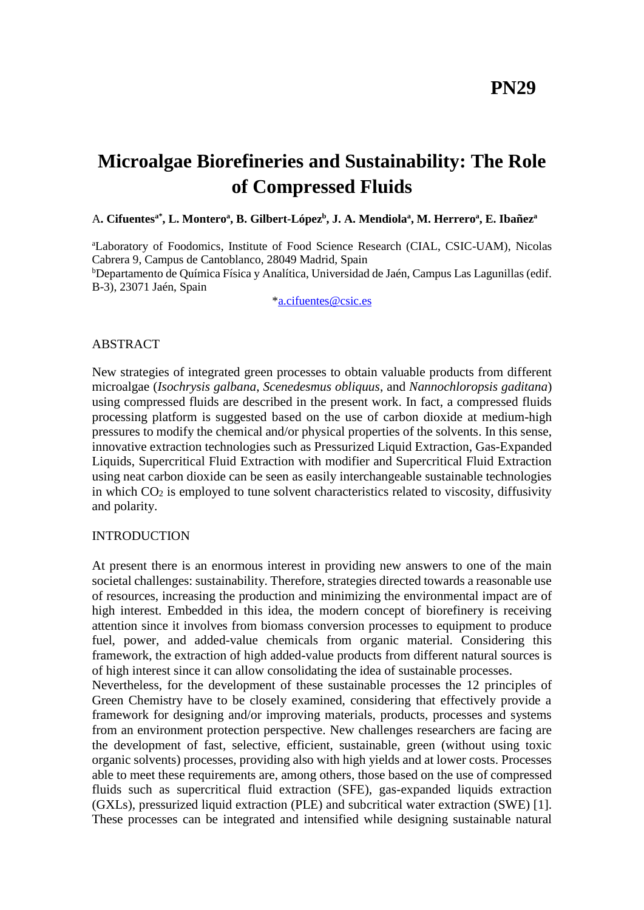PN29

# Microalgae Biorefineries and Sustainability: The Role of Compressed Fluids

**A. Cifuentes[a*], L. Montero[a], B. Gilbert-López[b], J. A. Mendiola[a], M. Herrero[a], E. Ibañez[a]**

[a]Laboratory of Foodomics, Institute of Food Science Research (CIAL, CSIC-UAM), Nicolas Cabrera 9, Campus de Cantoblanco, 28049 Madrid, Spain
[b]Departamento de Química Física y Analítica, Universidad de Jaén, Campus Las Lagunillas (edif. B-3), 23071 Jaén, Spain

*a.cifuentes@csic.es

## ABSTRACT

New strategies of integrated green processes to obtain valuable products from different microalgae (*Isochrysis galbana*, *Scenedesmus obliquus*, and *Nannochloropsis gaditana*) using compressed fluids are described in the present work. In fact, a compressed fluids processing platform is suggested based on the use of carbon dioxide at medium-high pressures to modify the chemical and/or physical properties of the solvents. In this sense, innovative extraction technologies such as Pressurized Liquid Extraction, Gas-Expanded Liquids, Supercritical Fluid Extraction with modifier and Supercritical Fluid Extraction using neat carbon dioxide can be seen as easily interchangeable sustainable technologies in which $CO_2$ is employed to tune solvent characteristics related to viscosity, diffusivity and polarity.

## INTRODUCTION

At present there is an enormous interest in providing new answers to one of the main societal challenges: sustainability. Therefore, strategies directed towards a reasonable use of resources, increasing the production and minimizing the environmental impact are of high interest. Embedded in this idea, the modern concept of biorefinery is receiving attention since it involves from biomass conversion processes to equipment to produce fuel, power, and added-value chemicals from organic material. Considering this framework, the extraction of high added-value products from different natural sources is of high interest since it can allow consolidating the idea of sustainable processes.
Nevertheless, for the development of these sustainable processes the 12 principles of Green Chemistry have to be closely examined, considering that effectively provide a framework for designing and/or improving materials, products, processes and systems from an environment protection perspective. New challenges researchers are facing are the development of fast, selective, efficient, sustainable, green (without using toxic organic solvents) processes, providing also with high yields and at lower costs. Processes able to meet these requirements are, among others, those based on the use of compressed fluids such as supercritical fluid extraction (SFE), gas-expanded liquids extraction (GXLs), pressurized liquid extraction (PLE) and subcritical water extraction (SWE) [1]. These processes can be integrated and intensified while designing sustainable natural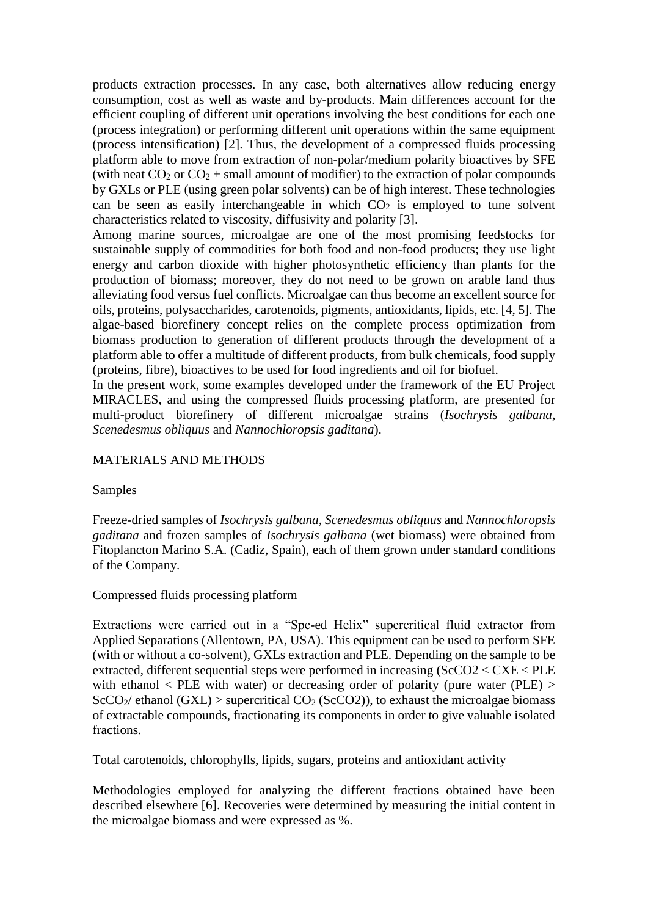products extraction processes. In any case, both alternatives allow reducing energy consumption, cost as well as waste and by-products. Main differences account for the efficient coupling of different unit operations involving the best conditions for each one (process integration) or performing different unit operations within the same equipment (process intensification) [2]. Thus, the development of a compressed fluids processing platform able to move from extraction of non-polar/medium polarity bioactives by SFE (with neat $CO_2$ or $CO_2$ + small amount of modifier) to the extraction of polar compounds by GXLs or PLE (using green polar solvents) can be of high interest. These technologies can be seen as easily interchangeable in which $CO_2$ is employed to tune solvent characteristics related to viscosity, diffusivity and polarity [3].

Among marine sources, microalgae are one of the most promising feedstocks for sustainable supply of commodities for both food and non-food products; they use light energy and carbon dioxide with higher photosynthetic efficiency than plants for the production of biomass; moreover, they do not need to be grown on arable land thus alleviating food versus fuel conflicts. Microalgae can thus become an excellent source for oils, proteins, polysaccharides, carotenoids, pigments, antioxidants, lipids, etc. [4, 5]. The algae-based biorefinery concept relies on the complete process optimization from biomass production to generation of different products through the development of a platform able to offer a multitude of different products, from bulk chemicals, food supply (proteins, fibre), bioactives to be used for food ingredients and oil for biofuel.

In the present work, some examples developed under the framework of the EU Project MIRACLES, and using the compressed fluids processing platform, are presented for multi-product biorefinery of different microalgae strains (*Isochrysis galbana*, *Scenedesmus obliquus* and *Nannochloropsis gaditana*).

## MATERIALS AND METHODS

### Samples

Freeze-dried samples of *Isochrysis galbana*, *Scenedesmus obliquus* and *Nannochloropsis gaditana* and frozen samples of *Isochrysis galbana* (wet biomass) were obtained from Fitoplancton Marino S.A. (Cadiz, Spain), each of them grown under standard conditions of the Company.

### Compressed fluids processing platform

Extractions were carried out in a "Spe-ed Helix" supercritical fluid extractor from Applied Separations (Allentown, PA, USA). This equipment can be used to perform SFE (with or without a co-solvent), GXLs extraction and PLE. Depending on the sample to be extracted, different sequential steps were performed in increasing ($ScCO_2$ < CXE < PLE with ethanol < PLE with water) or decreasing order of polarity (pure water (PLE) > $ScCO_2$/ ethanol (GXL) > supercritical $CO_2$ ($ScCO_2$)), to exhaust the microalgae biomass of extractable compounds, fractionating its components in order to give valuable isolated fractions.

### Total carotenoids, chlorophylls, lipids, sugars, proteins and antioxidant activity

Methodologies employed for analyzing the different fractions obtained have been described elsewhere [6]. Recoveries were determined by measuring the initial content in the microalgae biomass and were expressed as %.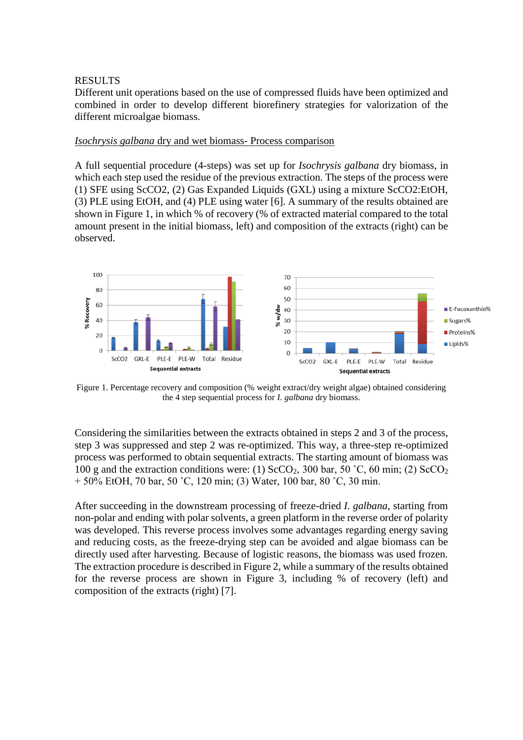RESULTS

Different unit operations based on the use of compressed fluids have been optimized and combined in order to develop different biorefinery strategies for valorization of the different microalgae biomass.

*Isochrysis galbana* dry and wet biomass- Process comparison

A full sequential procedure (4-steps) was set up for *Isochrysis galbana* dry biomass, in which each step used the residue of the previous extraction. The steps of the process were (1) SFE using ScCO2, (2) Gas Expanded Liquids (GXL) using a mixture ScCO2:EtOH, (3) PLE using EtOH, and (4) PLE using water [6]. A summary of the results obtained are shown in Figure 1, in which % of recovery (% of extracted material compared to the total amount present in the initial biomass, left) and composition of the extracts (right) can be observed.

Figure 1. Percentage recovery and composition (% weight extract/dry weight algae) obtained considering the 4 step sequential process for *I. galbana* dry biomass.

Considering the similarities between the extracts obtained in steps 2 and 3 of the process, step 3 was suppressed and step 2 was re-optimized. This way, a three-step re-optimized process was performed to obtain sequential extracts. The starting amount of biomass was 100 g and the extraction conditions were: (1) $ScCO_2$, 300 bar, 50 ˚C, 60 min; (2) $ScCO_2$ + 50% EtOH, 70 bar, 50 ˚C, 120 min; (3) Water, 100 bar, 80 ˚C, 30 min.

After succeeding in the downstream processing of freeze-dried *I. galbana*, starting from non-polar and ending with polar solvents, a green platform in the reverse order of polarity was developed. This reverse process involves some advantages regarding energy saving and reducing costs, as the freeze-drying step can be avoided and algae biomass can be directly used after harvesting. Because of logistic reasons, the biomass was used frozen. The extraction procedure is described in Figure 2, while a summary of the results obtained for the reverse process are shown in Figure 3, including % of recovery (left) and composition of the extracts (right) [7].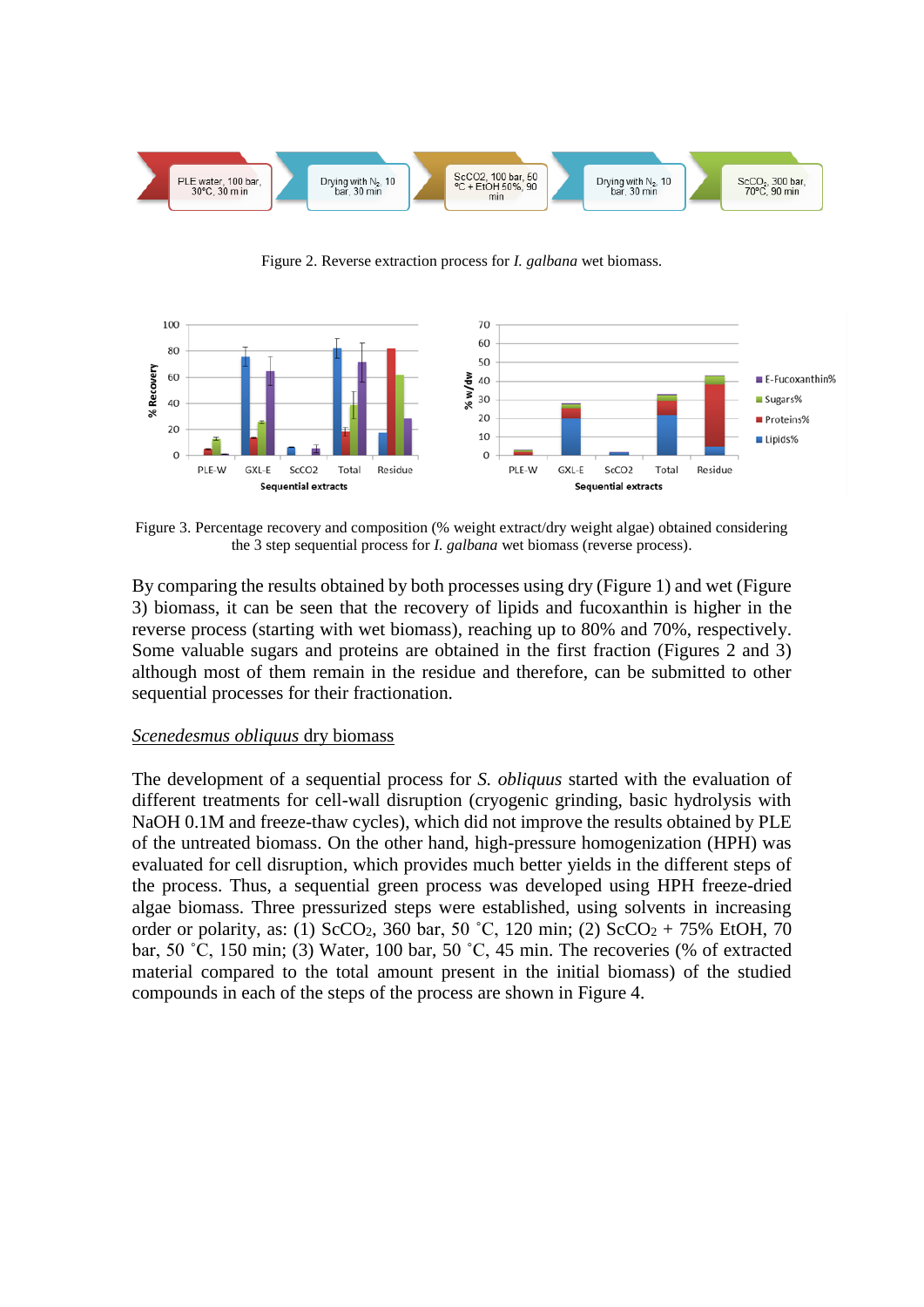Figure 2. Reverse extraction process for *I. galbana* wet biomass.

Figure 3. Percentage recovery and composition (% weight extract/dry weight algae) obtained considering the 3 step sequential process for *I. galbana* wet biomass (reverse process).

By comparing the results obtained by both processes using dry (Figure 1) and wet (Figure 3) biomass, it can be seen that the recovery of lipids and fucoxanthin is higher in the reverse process (starting with wet biomass), reaching up to 80% and 70%, respectively. Some valuable sugars and proteins are obtained in the first fraction (Figures 2 and 3) although most of them remain in the residue and therefore, can be submitted to other sequential processes for their fractionation.

*<u>Scenedesmus obliquus</u>* <u>dry biomass</u>

The development of a sequential process for *S. obliquus* started with the evaluation of different treatments for cell-wall disruption (cryogenic grinding, basic hydrolysis with NaOH 0.1M and freeze-thaw cycles), which did not improve the results obtained by PLE of the untreated biomass. On the other hand, high-pressure homogenization (HPH) was evaluated for cell disruption, which provides much better yields in the different steps of the process. Thus, a sequential green process was developed using HPH freeze-dried algae biomass. Three pressurized steps were established, using solvents in increasing order or polarity, as: (1) Sc$CO_2$, 360 bar, 50 ˚C, 120 min; (2) Sc$CO_2$ + 75% EtOH, 70 bar, 50 ˚C, 150 min; (3) Water, 100 bar, 50 ˚C, 45 min. The recoveries (% of extracted material compared to the total amount present in the initial biomass) of the studied compounds in each of the steps of the process are shown in Figure 4.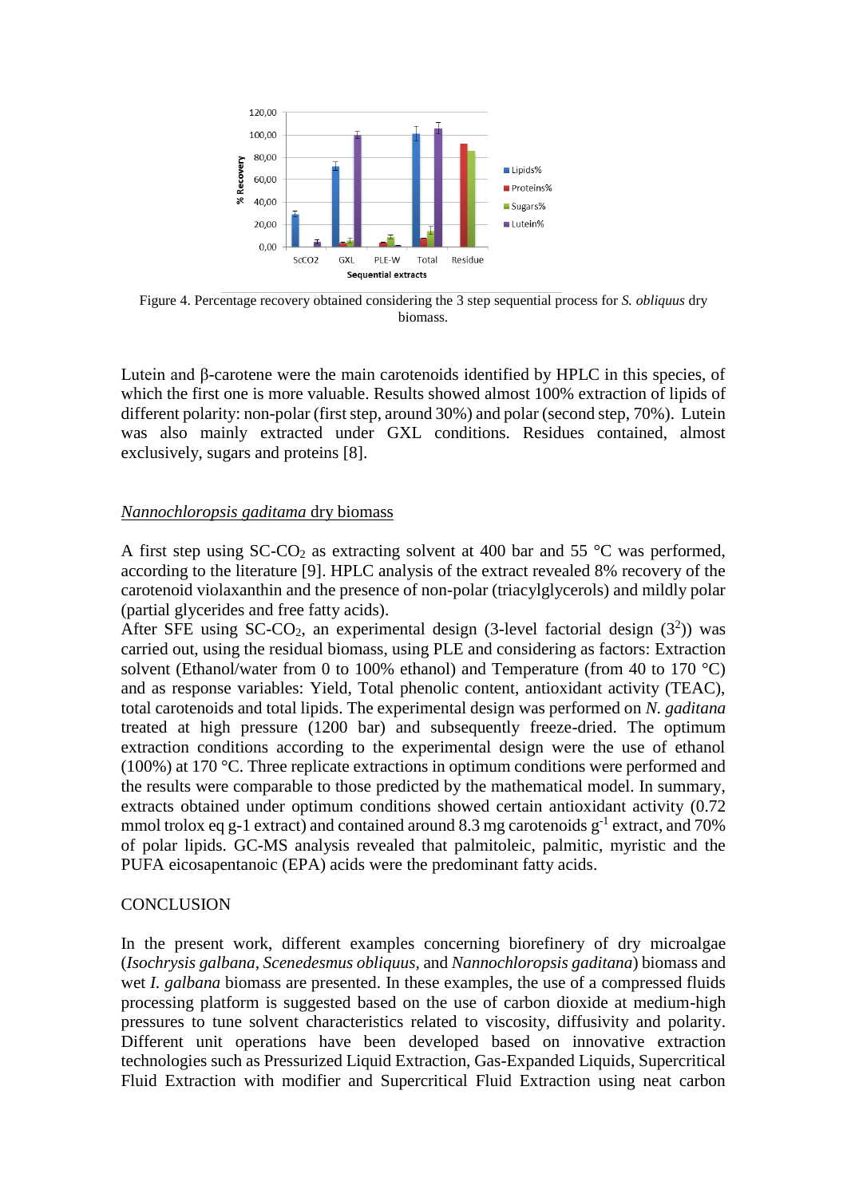Figure 4. Percentage recovery obtained considering the 3 step sequential process for *S. obliquus* dry biomass.

Lutein and β-carotene were the main carotenoids identified by HPLC in this species, of which the first one is more valuable. Results showed almost 100% extraction of lipids of different polarity: non-polar (first step, around 30%) and polar (second step, 70%). Lutein was also mainly extracted under GXL conditions. Residues contained, almost exclusively, sugars and proteins [8].

<u>*Nannochloropsis gaditama* dry biomass</u>

A first step using SC-$CO_2$ as extracting solvent at 400 bar and 55 °C was performed, according to the literature [9]. HPLC analysis of the extract revealed 8% recovery of the carotenoid violaxanthin and the presence of non-polar (triacylglycerols) and mildly polar (partial glycerides and free fatty acids).
After SFE using SC-$CO_2$, an experimental design (3-level factorial design ($3^2$)) was carried out, using the residual biomass, using PLE and considering as factors: Extraction solvent (Ethanol/water from 0 to 100% ethanol) and Temperature (from 40 to 170 °C) and as response variables: Yield, Total phenolic content, antioxidant activity (TEAC), total carotenoids and total lipids. The experimental design was performed on *N. gaditana* treated at high pressure (1200 bar) and subsequently freeze-dried. The optimum extraction conditions according to the experimental design were the use of ethanol (100%) at 170 °C. Three replicate extractions in optimum conditions were performed and the results were comparable to those predicted by the mathematical model. In summary, extracts obtained under optimum conditions showed certain antioxidant activity (0.72 mmol trolox eq g-1 extract) and contained around 8.3 mg carotenoids $g^{-1}$ extract, and 70% of polar lipids. GC-MS analysis revealed that palmitoleic, palmitic, myristic and the PUFA eicosapentanoic (EPA) acids were the predominant fatty acids.

CONCLUSION

In the present work, different examples concerning biorefinery of dry microalgae (*Isochrysis galbana*, *Scenedesmus obliquus*, and *Nannochloropsis gaditana*) biomass and wet *I. galbana* biomass are presented. In these examples, the use of a compressed fluids processing platform is suggested based on the use of carbon dioxide at medium-high pressures to tune solvent characteristics related to viscosity, diffusivity and polarity. Different unit operations have been developed based on innovative extraction technologies such as Pressurized Liquid Extraction, Gas-Expanded Liquids, Supercritical Fluid Extraction with modifier and Supercritical Fluid Extraction using neat carbon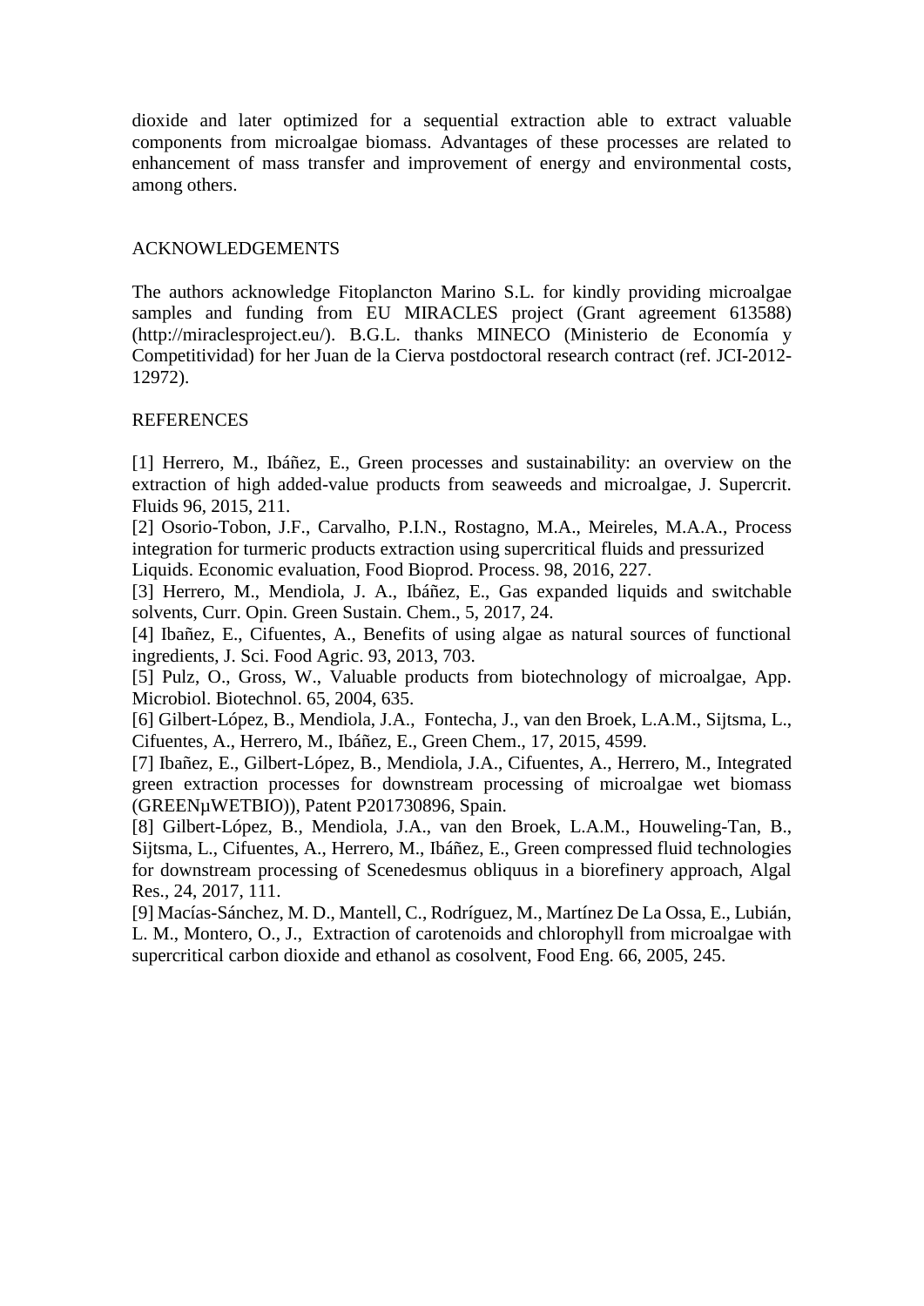dioxide and later optimized for a sequential extraction able to extract valuable components from microalgae biomass. Advantages of these processes are related to enhancement of mass transfer and improvement of energy and environmental costs, among others.

## ACKNOWLEDGEMENTS

The authors acknowledge Fitoplancton Marino S.L. for kindly providing microalgae samples and funding from EU MIRACLES project (Grant agreement 613588) (http://miraclesproject.eu/). B.G.L. thanks MINECO (Ministerio de Economía y Competitividad) for her Juan de la Cierva postdoctoral research contract (ref. JCI-2012-12972).

## REFERENCES

[1] Herrero, M., Ibáñez, E., Green processes and sustainability: an overview on the extraction of high added-value products from seaweeds and microalgae, J. Supercrit. Fluids 96, 2015, 211.

[2] Osorio-Tobon, J.F., Carvalho, P.I.N., Rostagno, M.A., Meireles, M.A.A., Process integration for turmeric products extraction using supercritical fluids and pressurized Liquids. Economic evaluation, Food Bioprod. Process. 98, 2016, 227.

[3] Herrero, M., Mendiola, J. A., Ibáñez, E., Gas expanded liquids and switchable solvents, Curr. Opin. Green Sustain. Chem., 5, 2017, 24.

[4] Ibañez, E., Cifuentes, A., Benefits of using algae as natural sources of functional ingredients, J. Sci. Food Agric. 93, 2013, 703.

[5] Pulz, O., Gross, W., Valuable products from biotechnology of microalgae, App. Microbiol. Biotechnol. 65, 2004, 635.

[6] Gilbert-López, B., Mendiola, J.A., Fontecha, J., van den Broek, L.A.M., Sijtsma, L., Cifuentes, A., Herrero, M., Ibáñez, E., Green Chem., 17, 2015, 4599.

[7] Ibañez, E., Gilbert-López, B., Mendiola, J.A., Cifuentes, A., Herrero, M., Integrated green extraction processes for downstream processing of microalgae wet biomass (GREENμWETBIO)), Patent P201730896, Spain.

[8] Gilbert-López, B., Mendiola, J.A., van den Broek, L.A.M., Houweling-Tan, B., Sijtsma, L., Cifuentes, A., Herrero, M., Ibáñez, E., Green compressed fluid technologies for downstream processing of Scenedesmus obliquus in a biorefinery approach, Algal Res., 24, 2017, 111.

[9] Macías-Sánchez, M. D., Mantell, C., Rodríguez, M., Martínez De La Ossa, E., Lubián, L. M., Montero, O., J., Extraction of carotenoids and chlorophyll from microalgae with supercritical carbon dioxide and ethanol as cosolvent, Food Eng. 66, 2005, 245.